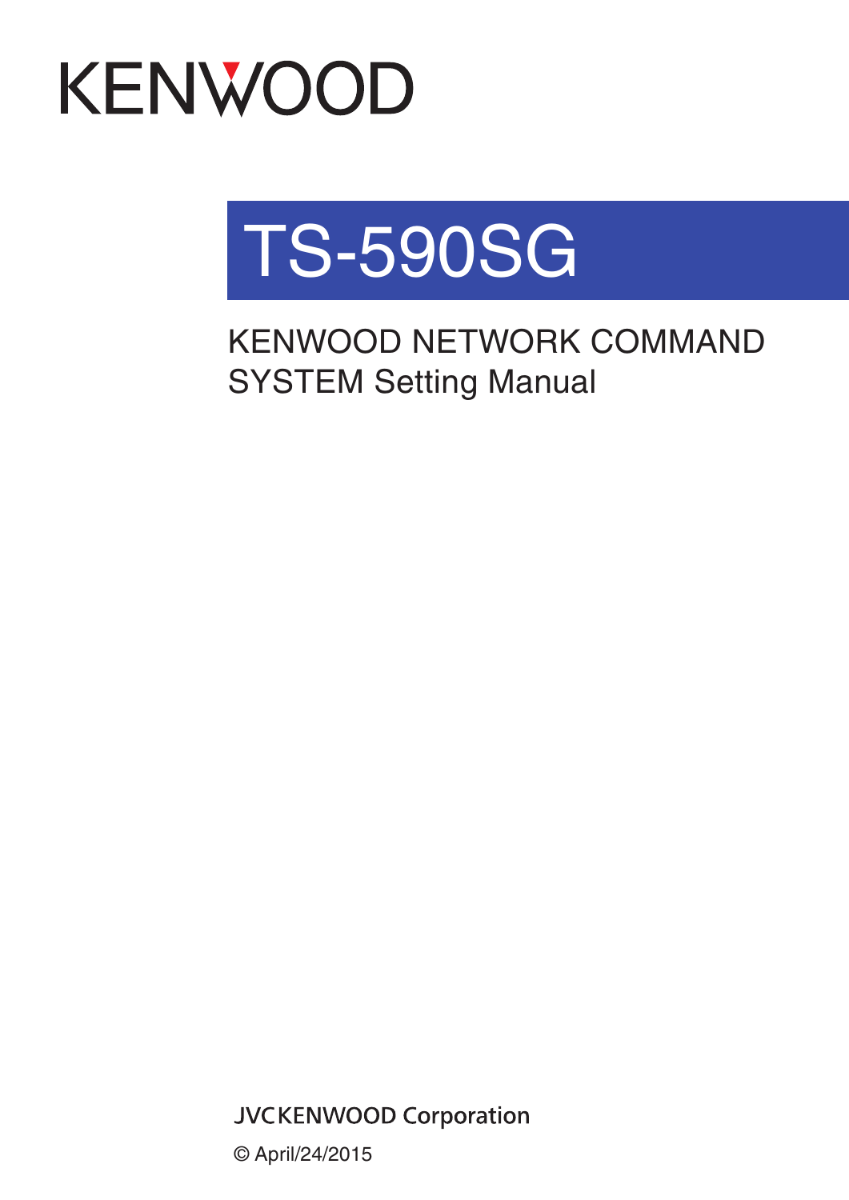KENWOOD

# TS-590SG

## KENWOOD NETWORK COMMAND SYSTEM Setting Manual

JVCKENWOOD Corporation

© April/24/2015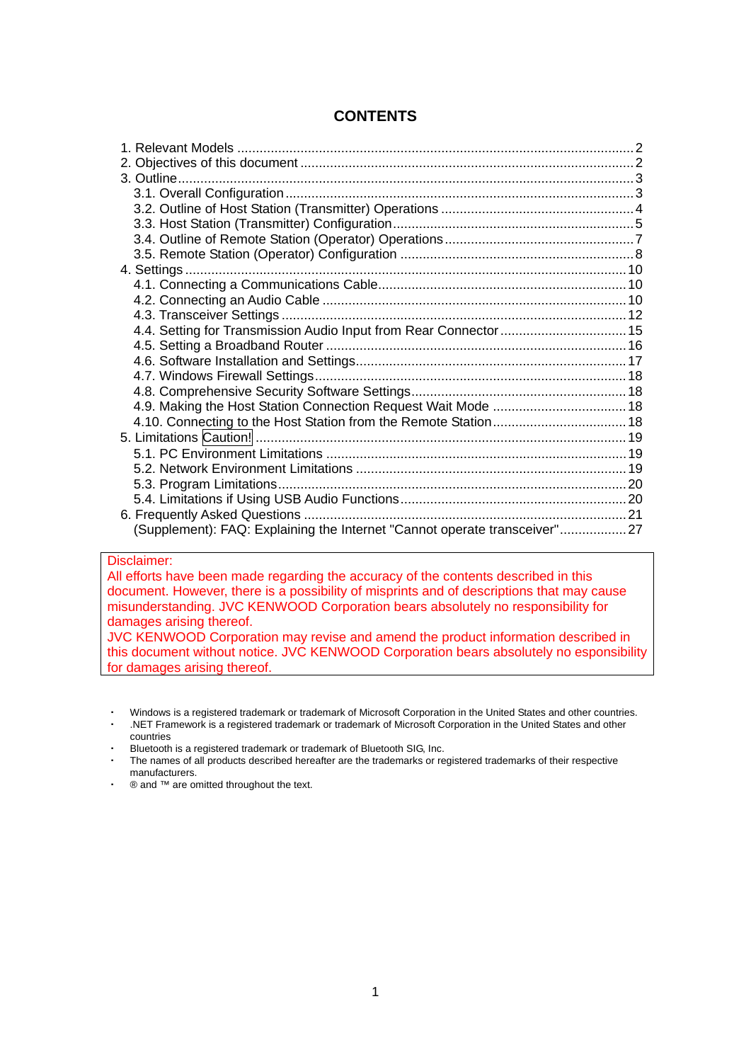# CONTENTS

1. Relevant Models .......... 2
2. Objectives of this document .......... 2
3. Outline .......... 3
   3.1. Overall Configuration .......... 3
   3.2. Outline of Host Station (Transmitter) Operations .......... 4
   3.3. Host Station (Transmitter) Configuration .......... 5
   3.4. Outline of Remote Station (Operator) Operations .......... 7
   3.5. Remote Station (Operator) Configuration .......... 8
4. Settings .......... 10
   4.1. Connecting a Communications Cable .......... 10
   4.2. Connecting an Audio Cable .......... 10
   4.3. Transceiver Settings .......... 12
   4.4. Setting for Transmission Audio Input from Rear Connector .......... 15
   4.5. Setting a Broadband Router .......... 16
   4.6. Software Installation and Settings .......... 17
   4.7. Windows Firewall Settings .......... 18
   4.8. Comprehensive Security Software Settings .......... 18
   4.9. Making the Host Station Connection Request Wait Mode .......... 18
   4.10. Connecting to the Host Station from the Remote Station .......... 18
5. Limitations Caution! .......... 19
   5.1. PC Environment Limitations .......... 19
   5.2. Network Environment Limitations .......... 19
   5.3. Program Limitations .......... 20
   5.4. Limitations if Using USB Audio Functions .......... 20
6. Frequently Asked Questions .......... 21
   (Supplement): FAQ: Explaining the Internet "Cannot operate transceiver" .......... 27

> Disclaimer:
> All efforts have been made regarding the accuracy of the contents described in this document. However, there is a possibility of misprints and of descriptions that may cause misunderstanding. JVC KENWOOD Corporation bears absolutely no responsibility for damages arising thereof.
> JVC KENWOOD Corporation may revise and amend the product information described in this document without notice. JVC KENWOOD Corporation bears absolutely no esponsibility for damages arising thereof.

- Windows is a registered trademark or trademark of Microsoft Corporation in the United States and other countries.
- .NET Framework is a registered trademark or trademark of Microsoft Corporation in the United States and other countries
- Bluetooth is a registered trademark or trademark of Bluetooth SIG, Inc.
- The names of all products described hereafter are the trademarks or registered trademarks of their respective manufacturers.
- ® and ™ are omitted throughout the text.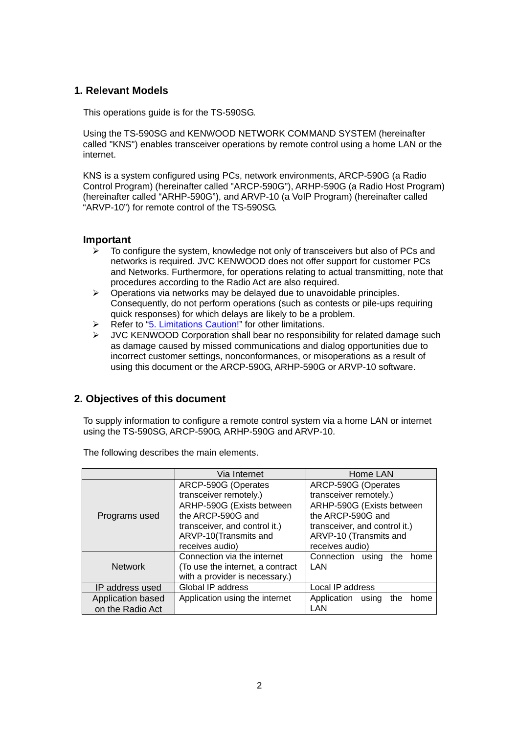## 1. Relevant Models

This operations guide is for the TS-590SG.

Using the TS-590SG and KENWOOD NETWORK COMMAND SYSTEM (hereinafter called "KNS") enables transceiver operations by remote control using a home LAN or the internet.

KNS is a system configured using PCs, network environments, ARCP-590G (a Radio Control Program) (hereinafter called "ARCP-590G"), ARHP-590G (a Radio Host Program) (hereinafter called “ARHP-590G”), and ARVP-10 (a VoIP Program) (hereinafter called “ARVP-10”) for remote control of the TS-590SG.

### Important

- To configure the system, knowledge not only of transceivers but also of PCs and networks is required. JVC KENWOOD does not offer support for customer PCs and Networks. Furthermore, for operations relating to actual transmitting, note that procedures according to the Radio Act are also required.
- Operations via networks may be delayed due to unavoidable principles. Consequently, do not perform operations (such as contests or pile-ups requiring quick responses) for which delays are likely to be a problem.
- Refer to “5. Limitations Caution!” for other limitations.
- JVC KENWOOD Corporation shall bear no responsibility for related damage such as damage caused by missed communications and dialog opportunities due to incorrect customer settings, nonconformances, or misoperations as a result of using this document or the ARCP-590G, ARHP-590G or ARVP-10 software.

## 2. Objectives of this document

To supply information to configure a remote control system via a home LAN or internet using the TS-590SG, ARCP-590G, ARHP-590G and ARVP-10.

The following describes the main elements.

| | Via Internet | Home LAN |
|---|---|---|
| Programs used | ARCP-590G (Operates transceiver remotely.) ARHP-590G (Exists between the ARCP-590G and transceiver, and control it.) ARVP-10(Transmits and receives audio) | ARCP-590G (Operates transceiver remotely.) ARHP-590G (Exists between the ARCP-590G and transceiver, and control it.) ARVP-10 (Transmits and receives audio) |
| Network | Connection via the internet (To use the internet, a contract with a provider is necessary.) | Connection using the home LAN |
| IP address used | Global IP address | Local IP address |
| Application based on the Radio Act | Application using the internet | Application using the home LAN |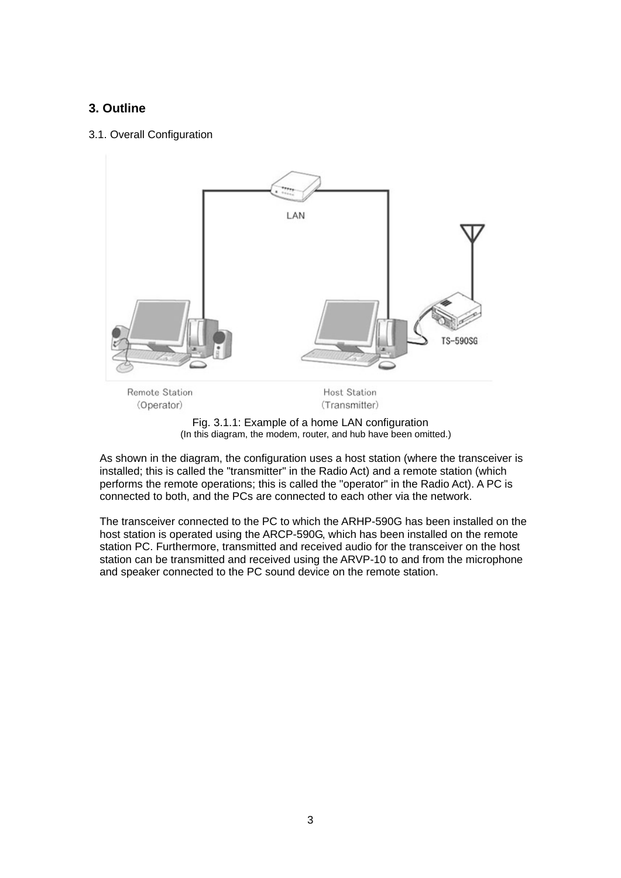## 3. Outline

### 3.1. Overall Configuration

LAN

TS-590SG

Remote Station
(Operator)

Host Station
(Transmitter)

Fig. 3.1.1: Example of a home LAN configuration
(In this diagram, the modem, router, and hub have been omitted.)

As shown in the diagram, the configuration uses a host station (where the transceiver is installed; this is called the "transmitter" in the Radio Act) and a remote station (which performs the remote operations; this is called the "operator" in the Radio Act). A PC is connected to both, and the PCs are connected to each other via the network.

The transceiver connected to the PC to which the ARHP-590G has been installed on the host station is operated using the ARCP-590G, which has been installed on the remote station PC. Furthermore, transmitted and received audio for the transceiver on the host station can be transmitted and received using the ARVP-10 to and from the microphone and speaker connected to the PC sound device on the remote station.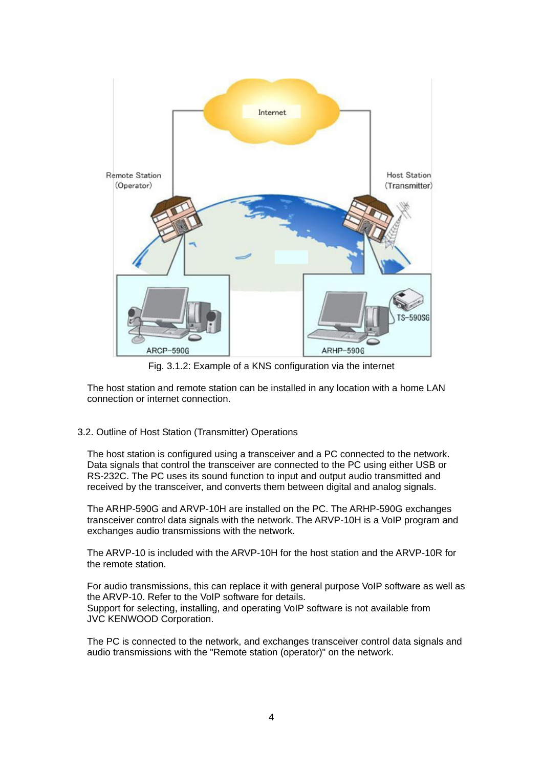Internet

Remote Station
(Operator)

Host Station
(Transmitter)

TS-590SG

ARCP-590G

ARHP-590G

Fig. 3.1.2: Example of a KNS configuration via the internet

The host station and remote station can be installed in any location with a home LAN connection or internet connection.

## 3.2. Outline of Host Station (Transmitter) Operations

The host station is configured using a transceiver and a PC connected to the network. Data signals that control the transceiver are connected to the PC using either USB or RS-232C. The PC uses its sound function to input and output audio transmitted and received by the transceiver, and converts them between digital and analog signals.

The ARHP-590G and ARVP-10H are installed on the PC. The ARHP-590G exchanges transceiver control data signals with the network. The ARVP-10H is a VoIP program and exchanges audio transmissions with the network.

The ARVP-10 is included with the ARVP-10H for the host station and the ARVP-10R for the remote station.

For audio transmissions, this can replace it with general purpose VoIP software as well as the ARVP-10. Refer to the VoIP software for details.
Support for selecting, installing, and operating VoIP software is not available from JVC KENWOOD Corporation.

The PC is connected to the network, and exchanges transceiver control data signals and audio transmissions with the "Remote station (operator)" on the network.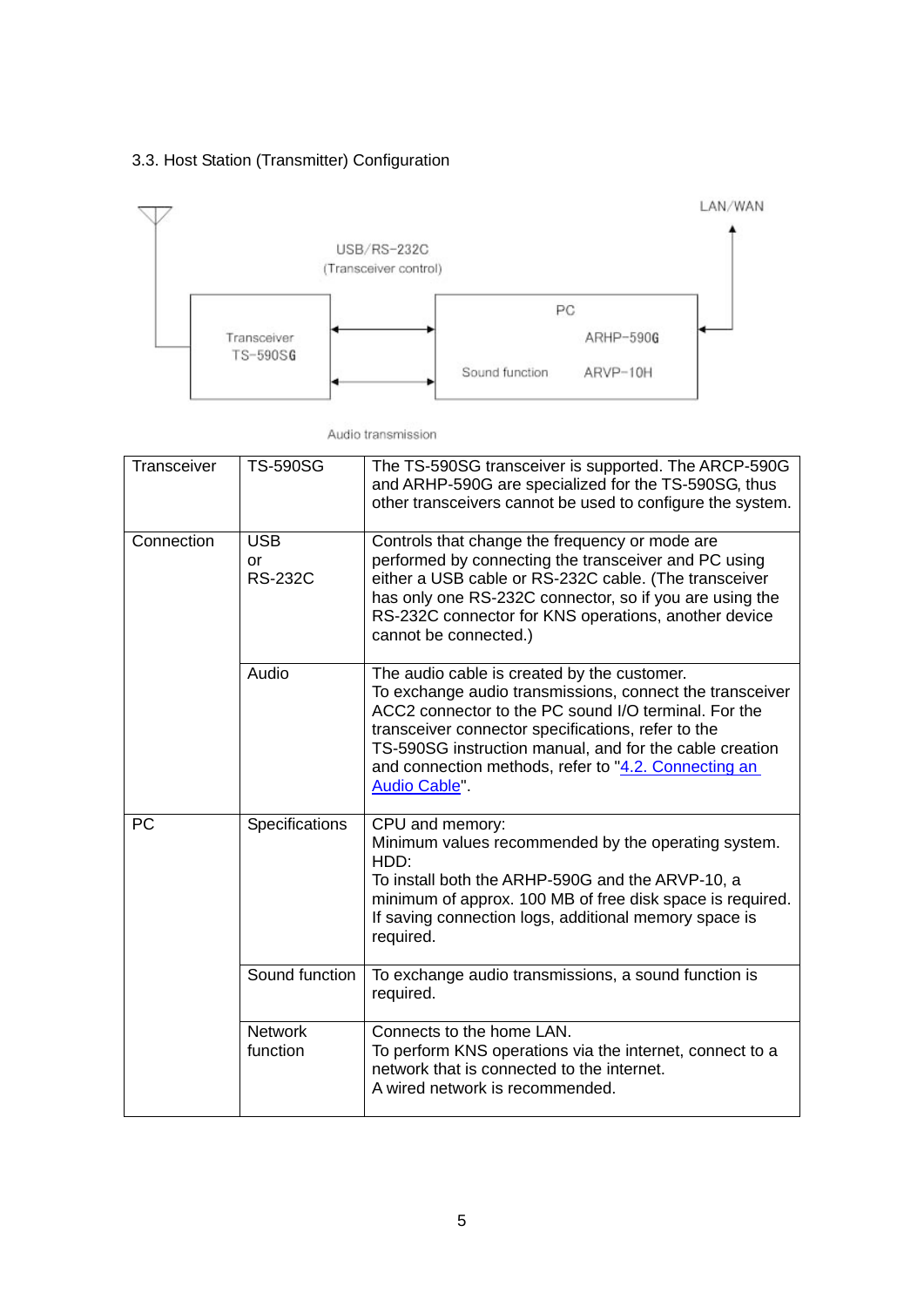### 3.3. Host Station (Transmitter) Configuration

LAN/WAN

USB/RS-232C
(Transceiver control)

Transceiver
TS-590SG

PC

ARHP-590G

Sound function

ARVP-10H

Audio transmission

| | | |
|---|---|---|
| Transceiver | TS-590SG | The TS-590SG transceiver is supported. The ARCP-590G and ARHP-590G are specialized for the TS-590SG, thus other transceivers cannot be used to configure the system. |
| Connection | USB<br>or<br>RS-232C | Controls that change the frequency or mode are performed by connecting the transceiver and PC using either a USB cable or RS-232C cable. (The transceiver has only one RS-232C connector, so if you are using the RS-232C connector for KNS operations, another device cannot be connected.) |
| | Audio | The audio cable is created by the customer.<br>To exchange audio transmissions, connect the transceiver ACC2 connector to the PC sound I/O terminal. For the transceiver connector specifications, refer to the TS-590SG instruction manual, and for the cable creation and connection methods, refer to "4.2. Connecting an Audio Cable". |
| PC | Specifications | CPU and memory:<br>Minimum values recommended by the operating system.<br>HDD:<br>To install both the ARHP-590G and the ARVP-10, a minimum of approx. 100 MB of free disk space is required. If saving connection logs, additional memory space is required. |
| | Sound function | To exchange audio transmissions, a sound function is required. |
| | Network function | Connects to the home LAN.<br>To perform KNS operations via the internet, connect to a network that is connected to the internet.<br>A wired network is recommended. |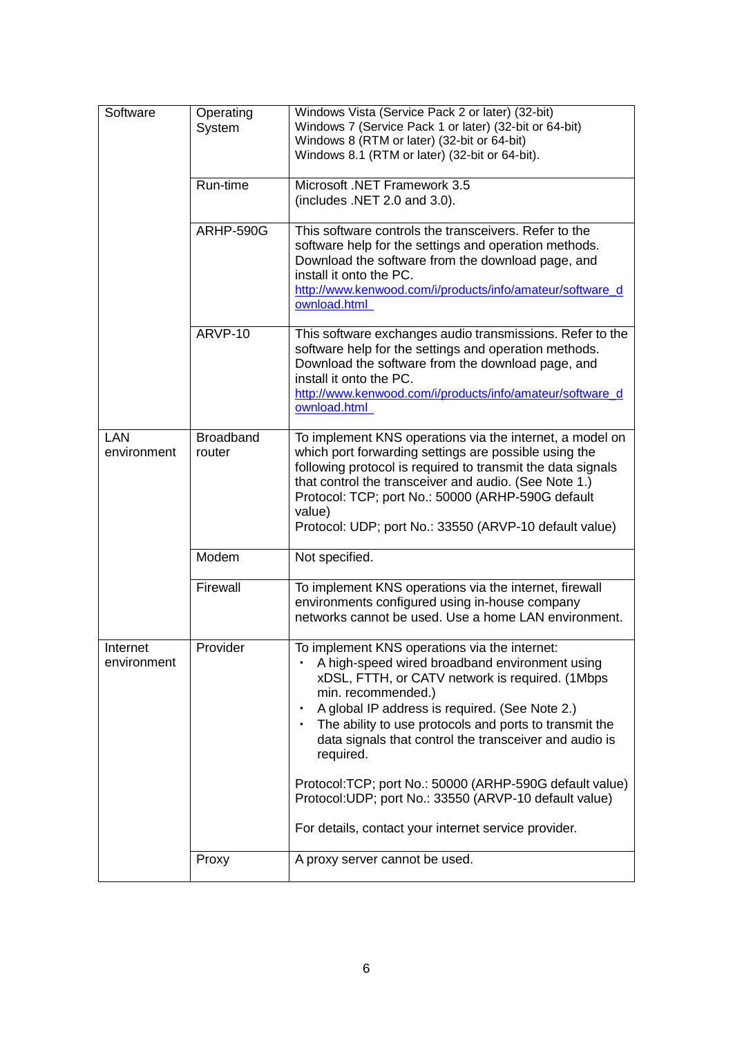| | | |
|---|---|---|
| Software | Operating System | Windows Vista (Service Pack 2 or later) (32-bit)<br>Windows 7 (Service Pack 1 or later) (32-bit or 64-bit)<br>Windows 8 (RTM or later) (32-bit or 64-bit)<br>Windows 8.1 (RTM or later) (32-bit or 64-bit). |
| | Run-time | Microsoft .NET Framework 3.5<br>(includes .NET 2.0 and 3.0). |
| | ARHP-590G | This software controls the transceivers. Refer to the software help for the settings and operation methods. Download the software from the download page, and install it onto the PC.<br>http://www.kenwood.com/i/products/info/amateur/software_download.html |
| | ARVP-10 | This software exchanges audio transmissions. Refer to the software help for the settings and operation methods. Download the software from the download page, and install it onto the PC.<br>http://www.kenwood.com/i/products/info/amateur/software_download.html |
| LAN environment | Broadband router | To implement KNS operations via the internet, a model on which port forwarding settings are possible using the following protocol is required to transmit the data signals that control the transceiver and audio. (See Note 1.)<br>Protocol: TCP; port No.: 50000 (ARHP-590G default value)<br>Protocol: UDP; port No.: 33550 (ARVP-10 default value) |
| | Modem | Not specified. |
| | Firewall | To implement KNS operations via the internet, firewall environments configured using in-house company networks cannot be used. Use a home LAN environment. |
| Internet environment | Provider | To implement KNS operations via the internet:<br>・ A high-speed wired broadband environment using xDSL, FTTH, or CATV network is required. (1Mbps min. recommended.)<br>・ A global IP address is required. (See Note 2.)<br>・ The ability to use protocols and ports to transmit the data signals that control the transceiver and audio is required.<br><br>Protocol:TCP; port No.: 50000 (ARHP-590G default value)<br>Protocol:UDP; port No.: 33550 (ARVP-10 default value)<br><br>For details, contact your internet service provider. |
| | Proxy | A proxy server cannot be used. |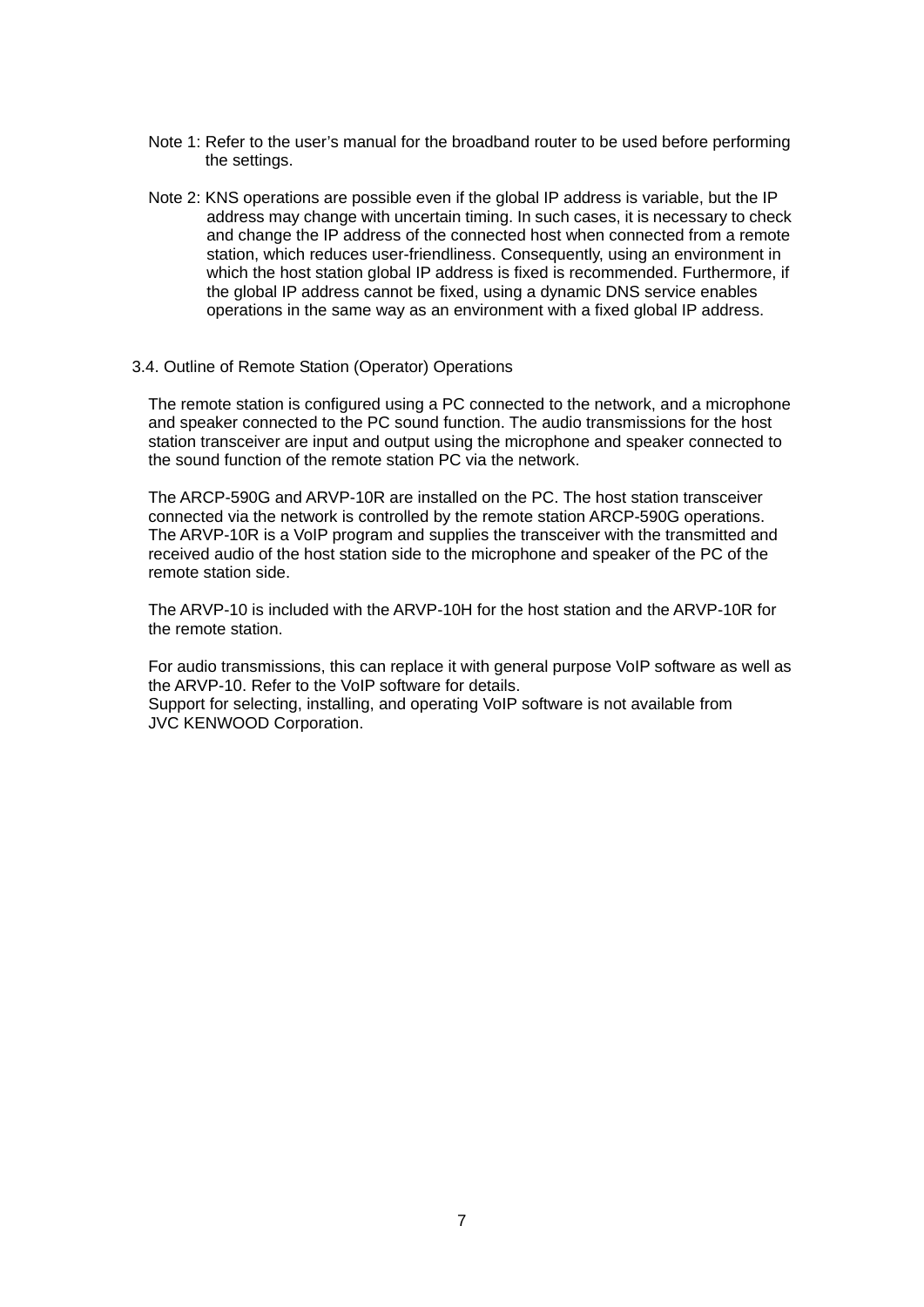Note 1: Refer to the user's manual for the broadband router to be used before performing the settings.

Note 2: KNS operations are possible even if the global IP address is variable, but the IP address may change with uncertain timing. In such cases, it is necessary to check and change the IP address of the connected host when connected from a remote station, which reduces user-friendliness. Consequently, using an environment in which the host station global IP address is fixed is recommended. Furthermore, if the global IP address cannot be fixed, using a dynamic DNS service enables operations in the same way as an environment with a fixed global IP address.

### 3.4. Outline of Remote Station (Operator) Operations

The remote station is configured using a PC connected to the network, and a microphone and speaker connected to the PC sound function. The audio transmissions for the host station transceiver are input and output using the microphone and speaker connected to the sound function of the remote station PC via the network.

The ARCP-590G and ARVP-10R are installed on the PC. The host station transceiver connected via the network is controlled by the remote station ARCP-590G operations. The ARVP-10R is a VoIP program and supplies the transceiver with the transmitted and received audio of the host station side to the microphone and speaker of the PC of the remote station side.

The ARVP-10 is included with the ARVP-10H for the host station and the ARVP-10R for the remote station.

For audio transmissions, this can replace it with general purpose VoIP software as well as the ARVP-10. Refer to the VoIP software for details.
Support for selecting, installing, and operating VoIP software is not available from JVC KENWOOD Corporation.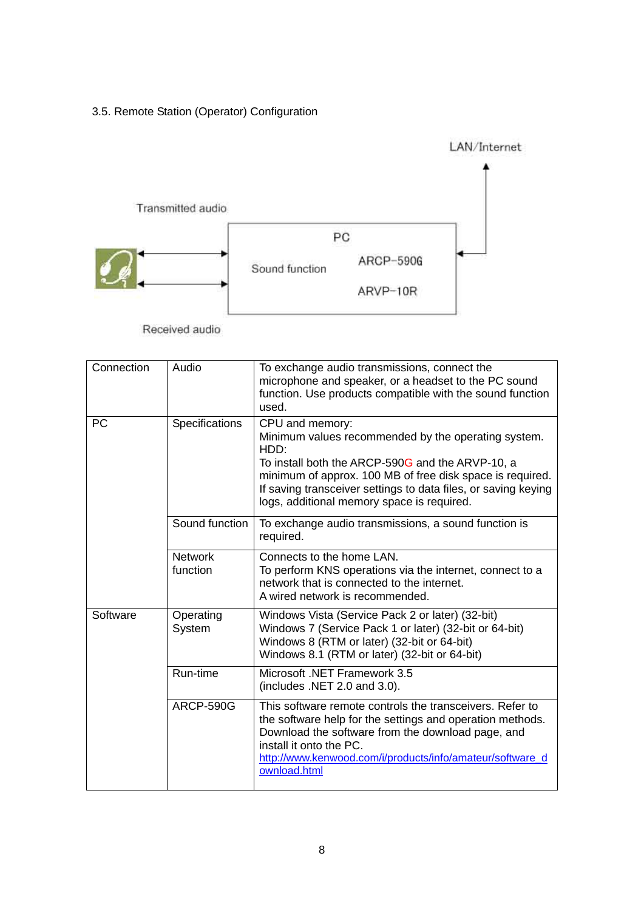3.5. Remote Station (Operator) Configuration

LAN/Internet

Transmitted audio

PC

Sound function

ARCP-590G

ARVP-10R

Received audio

| Connection | Audio | To exchange audio transmissions, connect the microphone and speaker, or a headset to the PC sound function. Use products compatible with the sound function used. |
|---|---|---|
| PC | Specifications | CPU and memory:<br>Minimum values recommended by the operating system.<br>HDD:<br>To install both the ARCP-590G and the ARVP-10, a minimum of approx. 100 MB of free disk space is required. If saving transceiver settings to data files, or saving keying logs, additional memory space is required. |
| | Sound function | To exchange audio transmissions, a sound function is required. |
| | Network function | Connects to the home LAN.<br>To perform KNS operations via the internet, connect to a network that is connected to the internet.<br>A wired network is recommended. |
| Software | Operating System | Windows Vista (Service Pack 2 or later) (32-bit)<br>Windows 7 (Service Pack 1 or later) (32-bit or 64-bit)<br>Windows 8 (RTM or later) (32-bit or 64-bit)<br>Windows 8.1 (RTM or later) (32-bit or 64-bit) |
| | Run-time | Microsoft .NET Framework 3.5<br>(includes .NET 2.0 and 3.0). |
| | ARCP-590G | This software remote controls the transceivers. Refer to the software help for the settings and operation methods. Download the software from the download page, and install it onto the PC.<br>http://www.kenwood.com/i/products/info/amateur/software_download.html |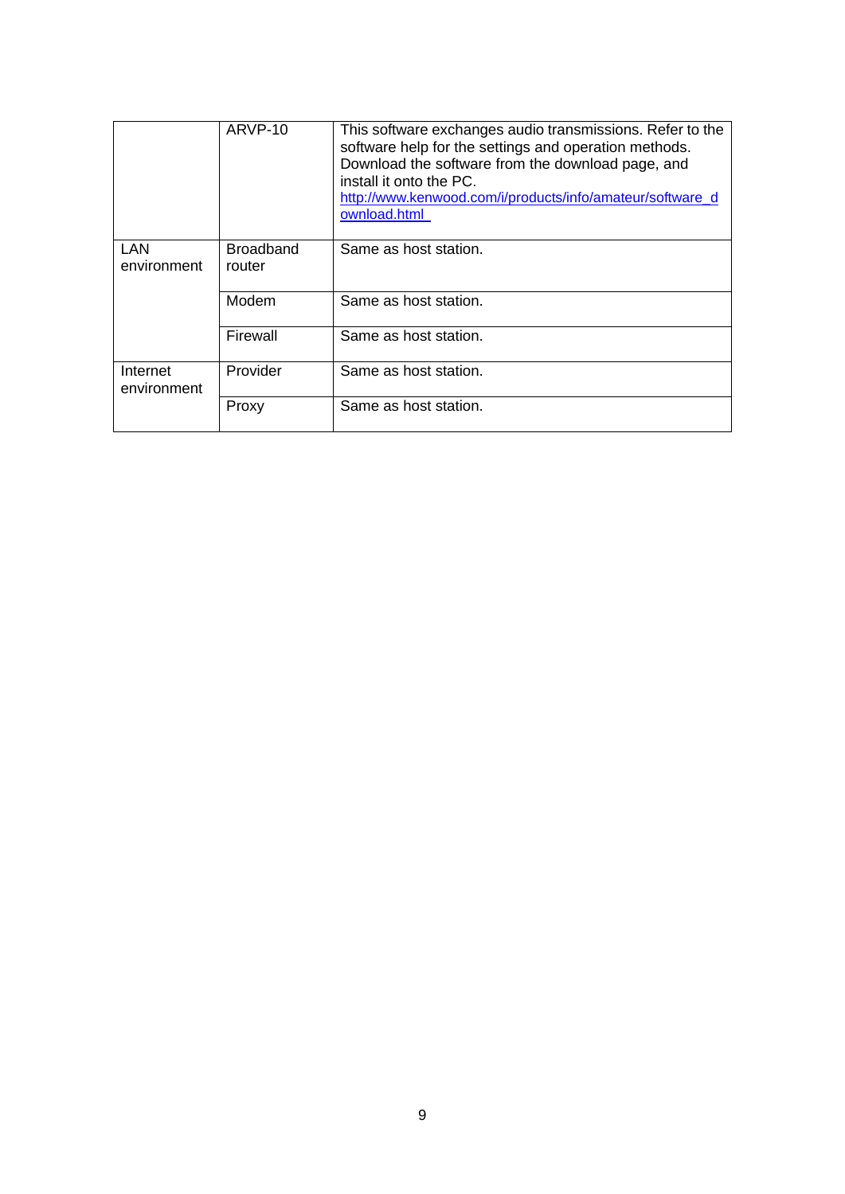| | | |
|---|---|---|
| | ARVP-10 | This software exchanges audio transmissions. Refer to the software help for the settings and operation methods. Download the software from the download page, and install it onto the PC. http://www.kenwood.com/i/products/info/amateur/software_download.html |
| LAN environment | Broadband router | Same as host station. |
| | Modem | Same as host station. |
| | Firewall | Same as host station. |
| Internet environment | Provider | Same as host station. |
| | Proxy | Same as host station. |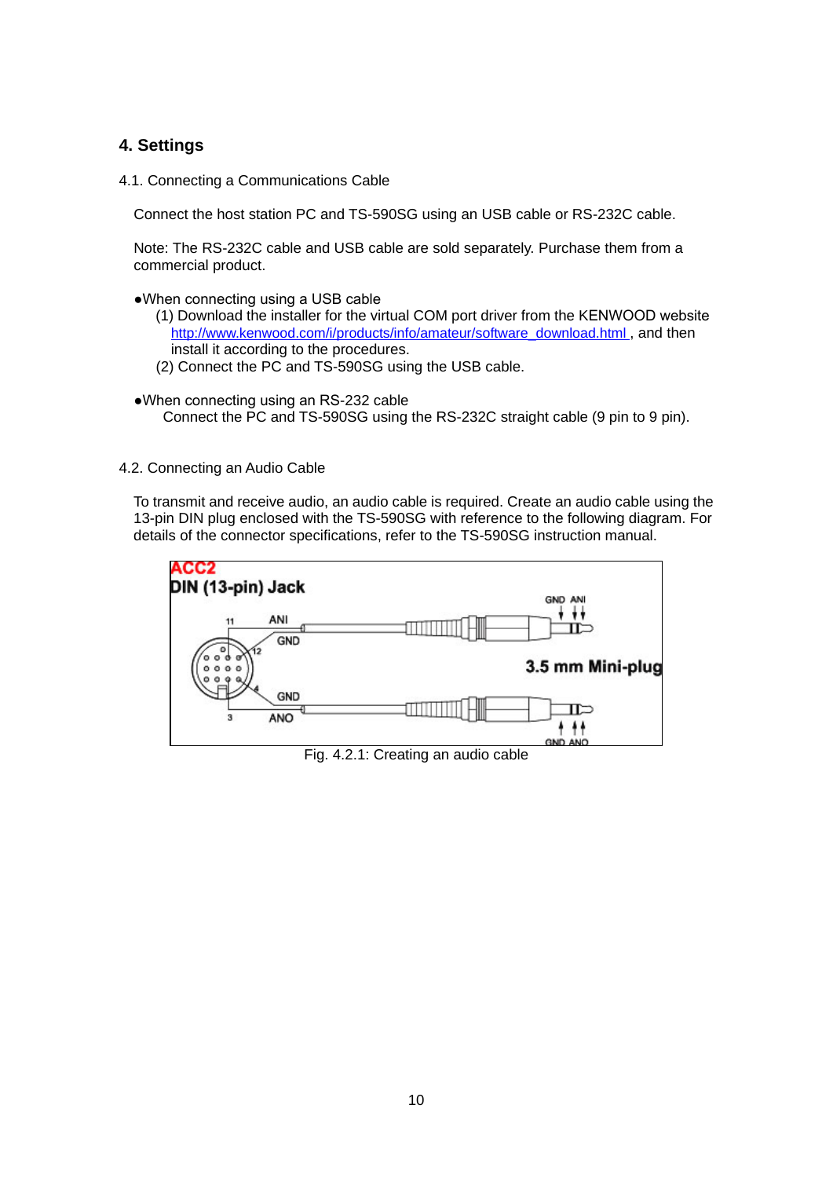# 4. Settings

## 4.1. Connecting a Communications Cable

Connect the host station PC and TS-590SG using an USB cable or RS-232C cable.

Note: The RS-232C cable and USB cable are sold separately. Purchase them from a commercial product.

●When connecting using a USB cable

(1) Download the installer for the virtual COM port driver from the KENWOOD website http://www.kenwood.com/i/products/info/amateur/software_download.html , and then install it according to the procedures.

(2) Connect the PC and TS-590SG using the USB cable.

●When connecting using an RS-232 cable

Connect the PC and TS-590SG using the RS-232C straight cable (9 pin to 9 pin).

## 4.2. Connecting an Audio Cable

To transmit and receive audio, an audio cable is required. Create an audio cable using the 13-pin DIN plug enclosed with the TS-590SG with reference to the following diagram. For details of the connector specifications, refer to the TS-590SG instruction manual.

ACC2
DIN (13-pin) Jack
11
ANI
GND
12
4
GND
3
ANO
GND ANI
3.5 mm Mini-plug
GND ANO

Fig. 4.2.1: Creating an audio cable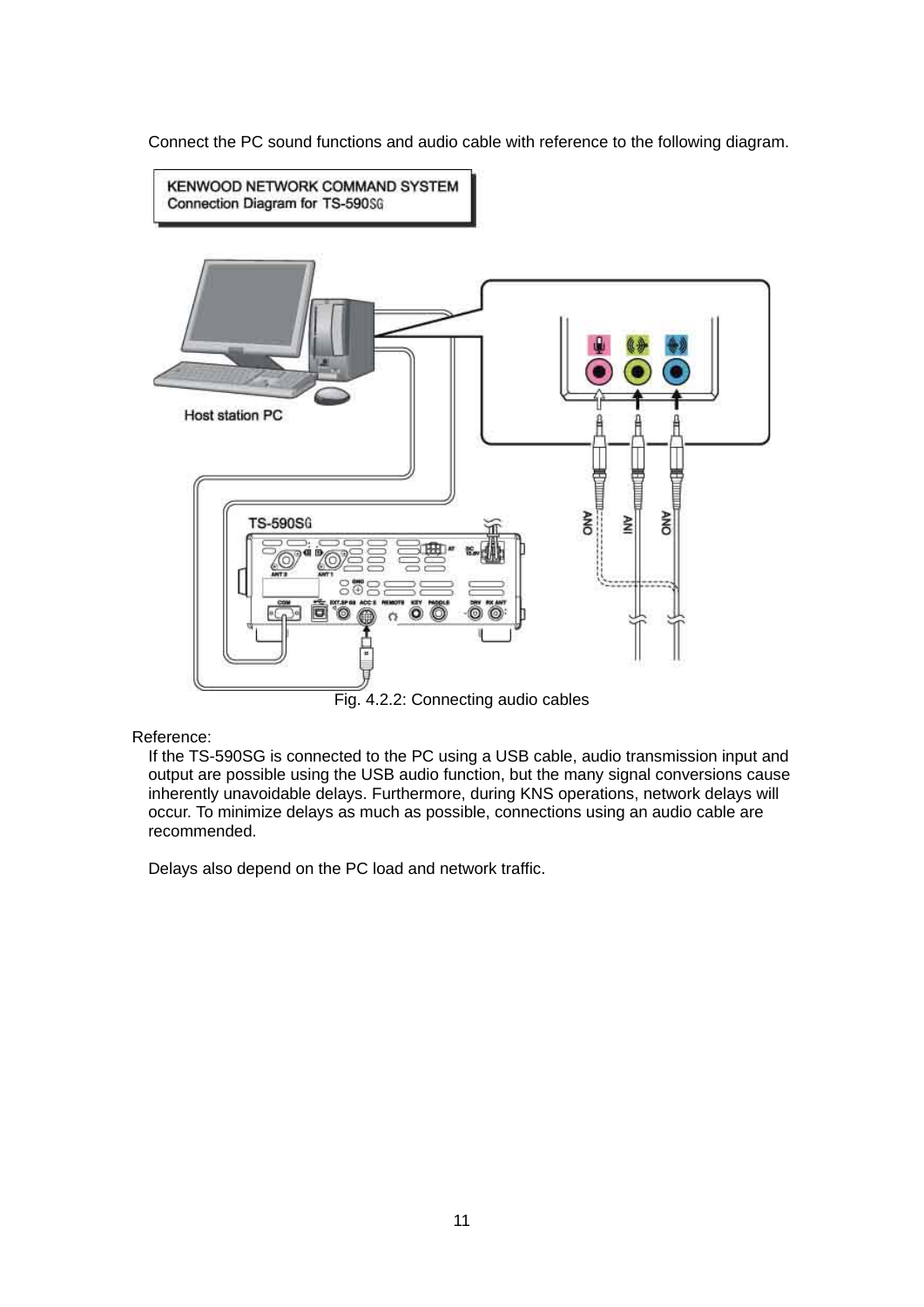Connect the PC sound functions and audio cable with reference to the following diagram.

KENWOOD NETWORK COMMAND SYSTEM
Connection Diagram for TS-590SG

Host station PC

TS-590SG

ANO
ANI
ANO

Fig. 4.2.2: Connecting audio cables

Reference:

If the TS-590SG is connected to the PC using a USB cable, audio transmission input and output are possible using the USB audio function, but the many signal conversions cause inherently unavoidable delays. Furthermore, during KNS operations, network delays will occur. To minimize delays as much as possible, connections using an audio cable are recommended.

Delays also depend on the PC load and network traffic.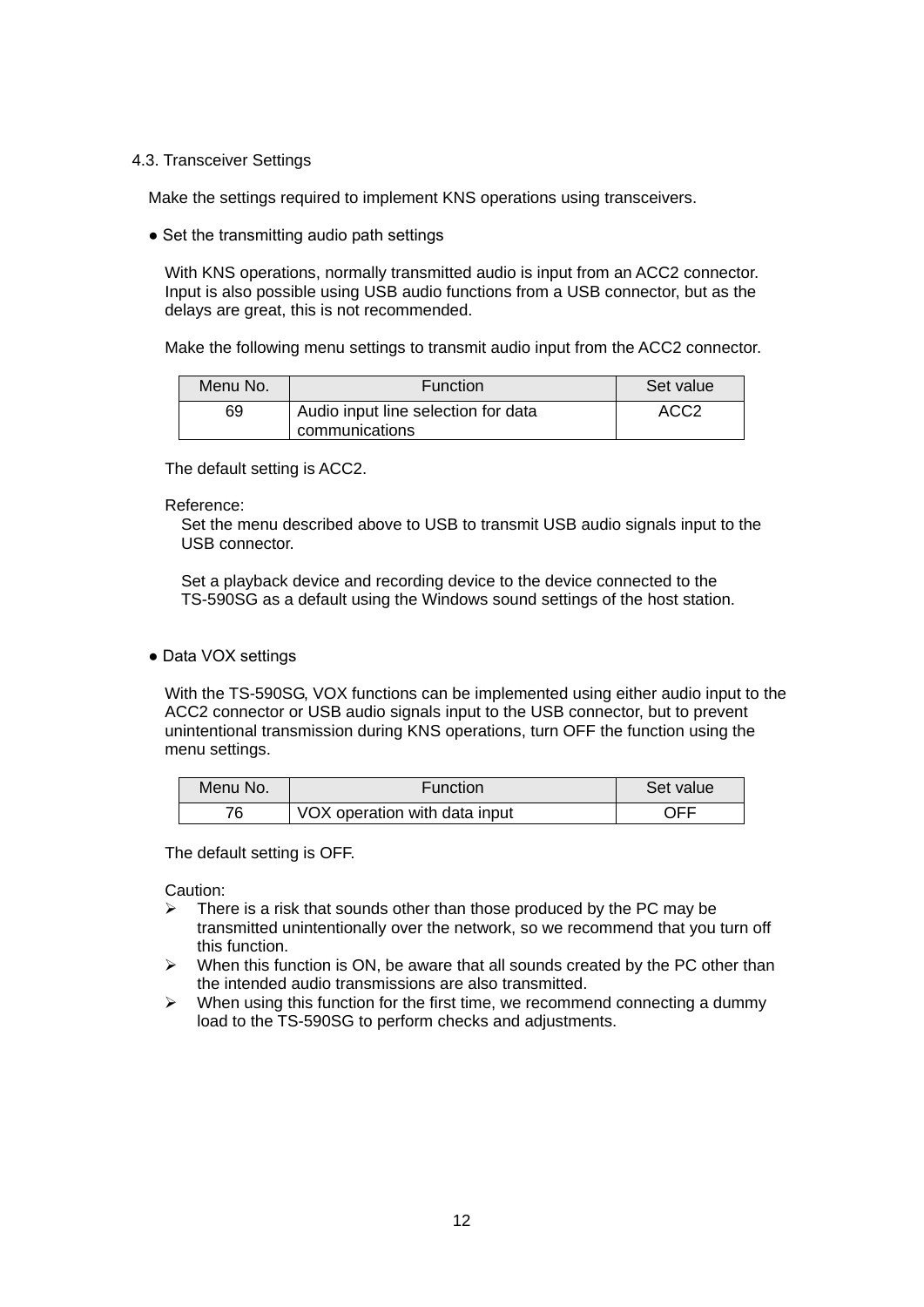## 4.3. Transceiver Settings

Make the settings required to implement KNS operations using transceivers.

● Set the transmitting audio path settings

With KNS operations, normally transmitted audio is input from an ACC2 connector. Input is also possible using USB audio functions from a USB connector, but as the delays are great, this is not recommended.

Make the following menu settings to transmit audio input from the ACC2 connector.

| Menu No. | Function | Set value |
|---|---|---|
| 69 | Audio input line selection for data communications | ACC2 |

The default setting is ACC2.

Reference:

Set the menu described above to USB to transmit USB audio signals input to the USB connector.

Set a playback device and recording device to the device connected to the TS-590SG as a default using the Windows sound settings of the host station.

● Data VOX settings

With the TS-590SG, VOX functions can be implemented using either audio input to the ACC2 connector or USB audio signals input to the USB connector, but to prevent unintentional transmission during KNS operations, turn OFF the function using the menu settings.

| Menu No. | Function | Set value |
|---|---|---|
| 76 | VOX operation with data input | OFF |

The default setting is OFF.

Caution:

- There is a risk that sounds other than those produced by the PC may be transmitted unintentionally over the network, so we recommend that you turn off this function.
- When this function is ON, be aware that all sounds created by the PC other than the intended audio transmissions are also transmitted.
- When using this function for the first time, we recommend connecting a dummy load to the TS-590SG to perform checks and adjustments.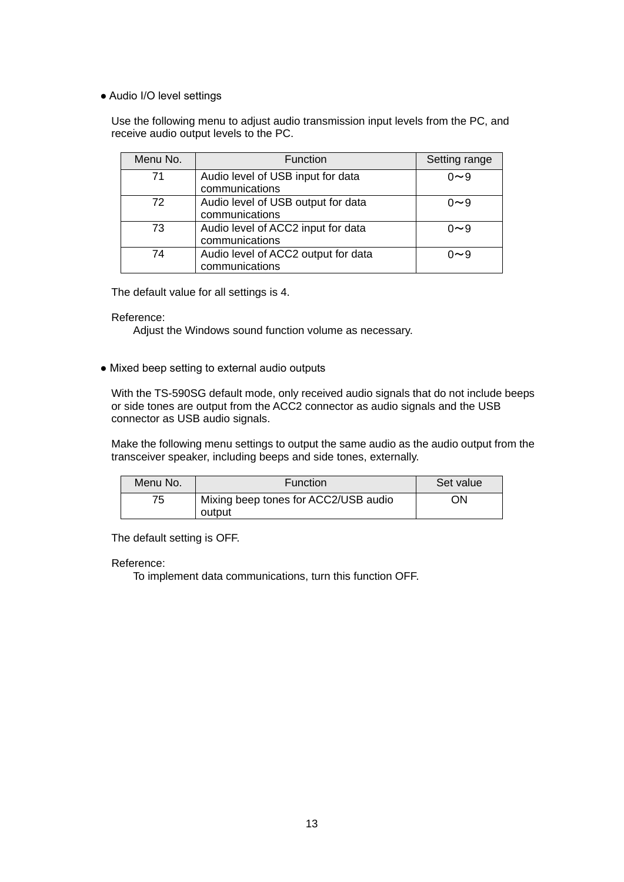● Audio I/O level settings

Use the following menu to adjust audio transmission input levels from the PC, and receive audio output levels to the PC.

| Menu No. | Function | Setting range |
|---|---|---|
| 71 | Audio level of USB input for data communications | 0～9 |
| 72 | Audio level of USB output for data communications | 0～9 |
| 73 | Audio level of ACC2 input for data communications | 0～9 |
| 74 | Audio level of ACC2 output for data communications | 0～9 |

The default value for all settings is 4.

Reference:
Adjust the Windows sound function volume as necessary.

● Mixed beep setting to external audio outputs

With the TS-590SG default mode, only received audio signals that do not include beeps or side tones are output from the ACC2 connector as audio signals and the USB connector as USB audio signals.

Make the following menu settings to output the same audio as the audio output from the transceiver speaker, including beeps and side tones, externally.

| Menu No. | Function | Set value |
|---|---|---|
| 75 | Mixing beep tones for ACC2/USB audio output | ON |

The default setting is OFF.

Reference:
To implement data communications, turn this function OFF.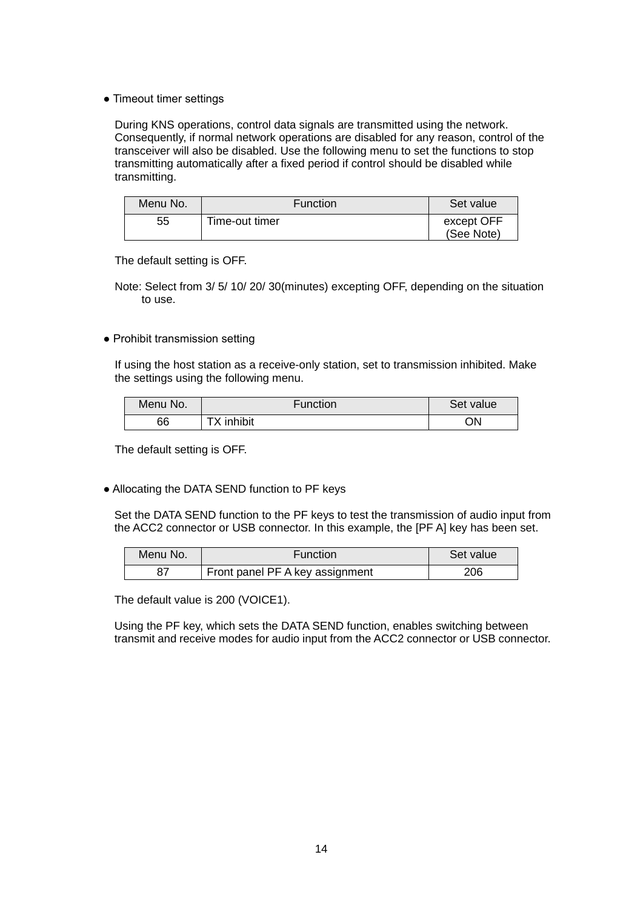● Timeout timer settings

During KNS operations, control data signals are transmitted using the network. Consequently, if normal network operations are disabled for any reason, control of the transceiver will also be disabled. Use the following menu to set the functions to stop transmitting automatically after a fixed period if control should be disabled while transmitting.

| Menu No. | Function | Set value |
|---|---|---|
| 55 | Time-out timer | except OFF (See Note) |

The default setting is OFF.

Note: Select from 3/ 5/ 10/ 20/ 30(minutes) excepting OFF, depending on the situation to use.

● Prohibit transmission setting

If using the host station as a receive-only station, set to transmission inhibited. Make the settings using the following menu.

| Menu No. | Function | Set value |
|---|---|---|
| 66 | TX inhibit | ON |

The default setting is OFF.

● Allocating the DATA SEND function to PF keys

Set the DATA SEND function to the PF keys to test the transmission of audio input from the ACC2 connector or USB connector. In this example, the [PF A] key has been set.

| Menu No. | Function | Set value |
|---|---|---|
| 87 | Front panel PF A key assignment | 206 |

The default value is 200 (VOICE1).

Using the PF key, which sets the DATA SEND function, enables switching between transmit and receive modes for audio input from the ACC2 connector or USB connector.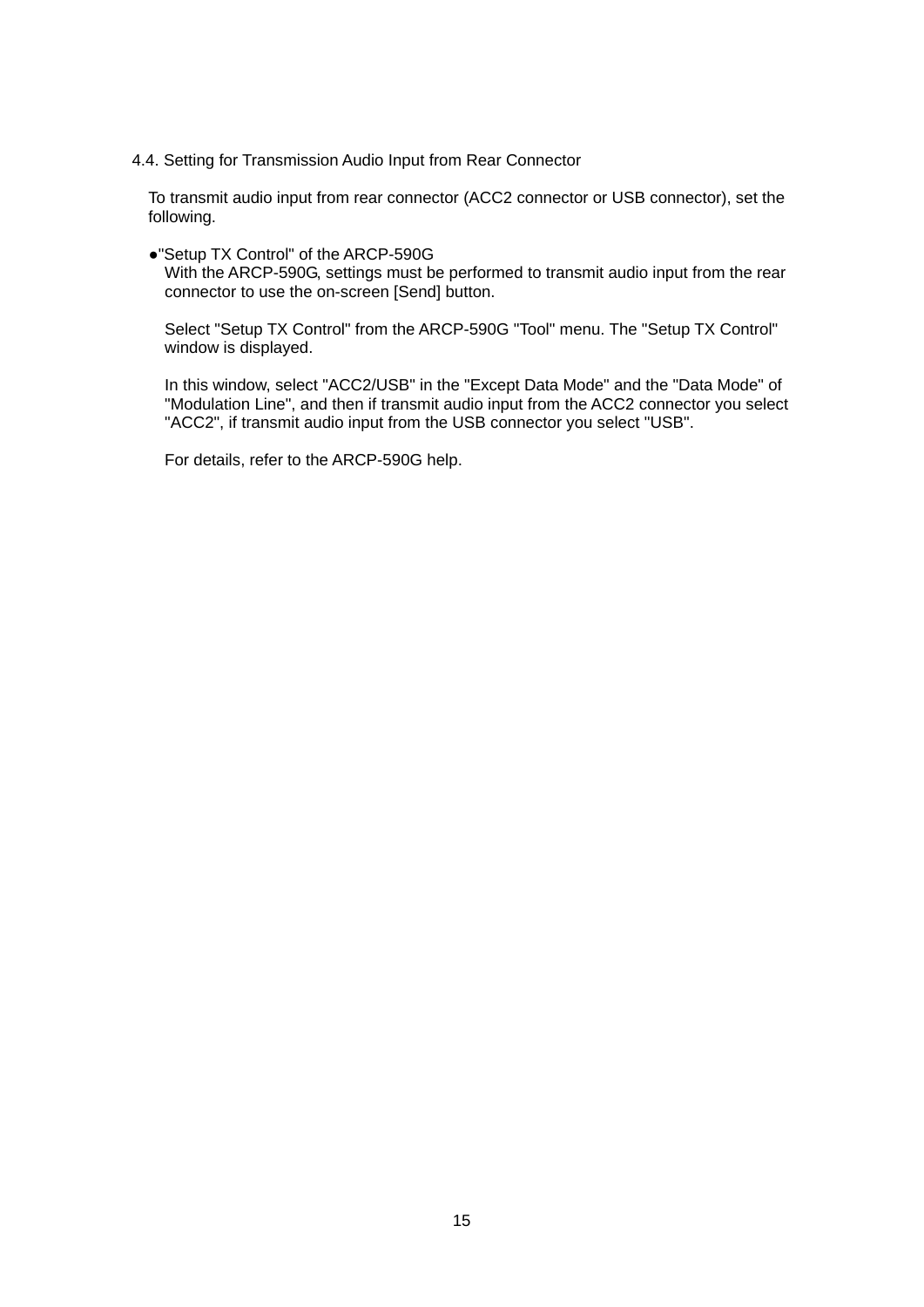## 4.4. Setting for Transmission Audio Input from Rear Connector

To transmit audio input from rear connector (ACC2 connector or USB connector), set the following.

●"Setup TX Control" of the ARCP-590G

With the ARCP-590G, settings must be performed to transmit audio input from the rear connector to use the on-screen [Send] button.

Select "Setup TX Control" from the ARCP-590G "Tool" menu. The "Setup TX Control" window is displayed.

In this window, select "ACC2/USB" in the "Except Data Mode" and the "Data Mode" of "Modulation Line", and then if transmit audio input from the ACC2 connector you select "ACC2", if transmit audio input from the USB connector you select "USB".

For details, refer to the ARCP-590G help.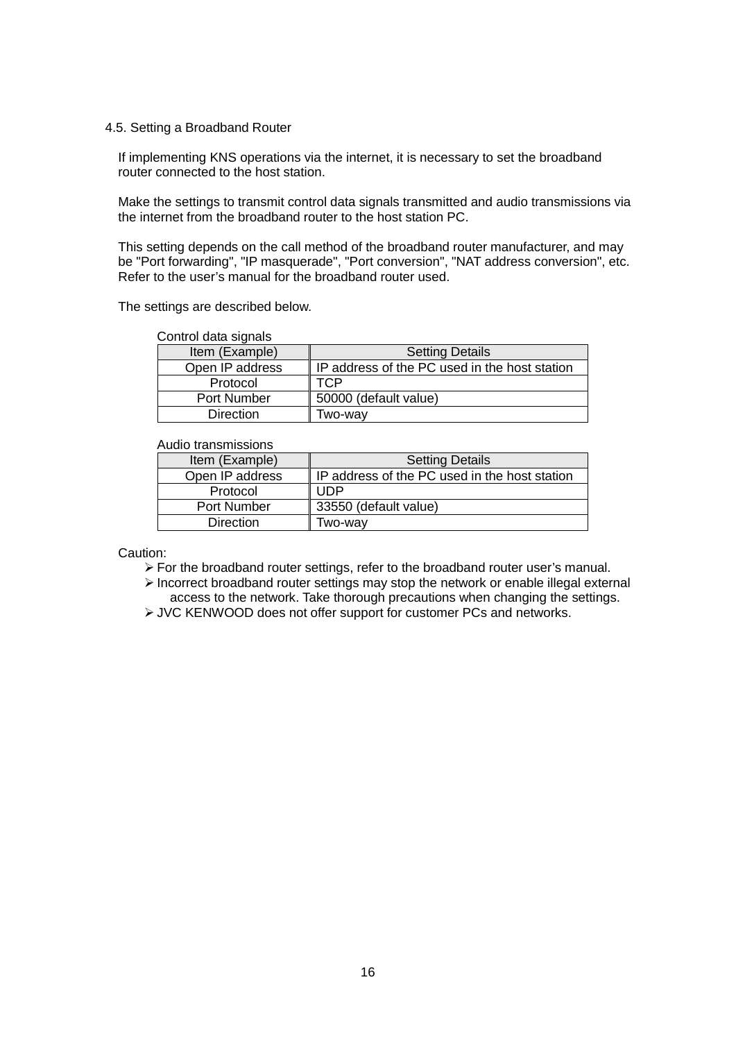## 4.5. Setting a Broadband Router

If implementing KNS operations via the internet, it is necessary to set the broadband router connected to the host station.

Make the settings to transmit control data signals transmitted and audio transmissions via the internet from the broadband router to the host station PC.

This setting depends on the call method of the broadband router manufacturer, and may be "Port forwarding", "IP masquerade", "Port conversion", "NAT address conversion", etc. Refer to the user's manual for the broadband router used.

The settings are described below.

Control data signals

| Item (Example) | Setting Details |
|---|---|
| Open IP address | IP address of the PC used in the host station |
| Protocol | TCP |
| Port Number | 50000 (default value) |
| Direction | Two-way |

Audio transmissions

| Item (Example) | Setting Details |
|---|---|
| Open IP address | IP address of the PC used in the host station |
| Protocol | UDP |
| Port Number | 33550 (default value) |
| Direction | Two-way |

Caution:

- For the broadband router settings, refer to the broadband router user's manual.
- Incorrect broadband router settings may stop the network or enable illegal external access to the network. Take thorough precautions when changing the settings.
- JVC KENWOOD does not offer support for customer PCs and networks.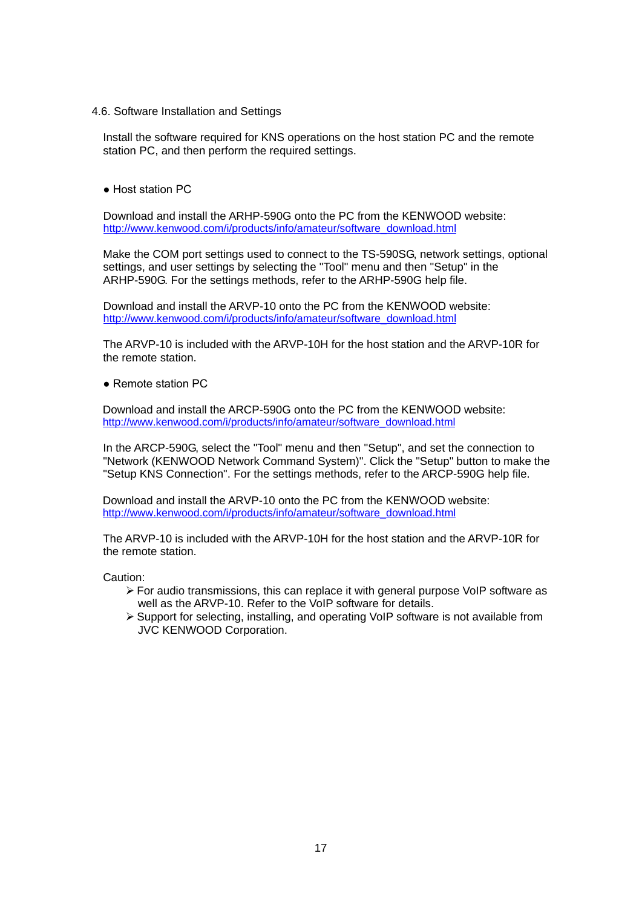## 4.6. Software Installation and Settings

Install the software required for KNS operations on the host station PC and the remote station PC, and then perform the required settings.

● Host station PC

Download and install the ARHP-590G onto the PC from the KENWOOD website:
http://www.kenwood.com/i/products/info/amateur/software_download.html

Make the COM port settings used to connect to the TS-590SG, network settings, optional settings, and user settings by selecting the "Tool" menu and then "Setup" in the ARHP-590G. For the settings methods, refer to the ARHP-590G help file.

Download and install the ARVP-10 onto the PC from the KENWOOD website:
http://www.kenwood.com/i/products/info/amateur/software_download.html

The ARVP-10 is included with the ARVP-10H for the host station and the ARVP-10R for the remote station.

● Remote station PC

Download and install the ARCP-590G onto the PC from the KENWOOD website:
http://www.kenwood.com/i/products/info/amateur/software_download.html

In the ARCP-590G, select the "Tool" menu and then "Setup", and set the connection to "Network (KENWOOD Network Command System)". Click the "Setup" button to make the "Setup KNS Connection". For the settings methods, refer to the ARCP-590G help file.

Download and install the ARVP-10 onto the PC from the KENWOOD website:
http://www.kenwood.com/i/products/info/amateur/software_download.html

The ARVP-10 is included with the ARVP-10H for the host station and the ARVP-10R for the remote station.

Caution:

- For audio transmissions, this can replace it with general purpose VoIP software as well as the ARVP-10. Refer to the VoIP software for details.
- Support for selecting, installing, and operating VoIP software is not available from JVC KENWOOD Corporation.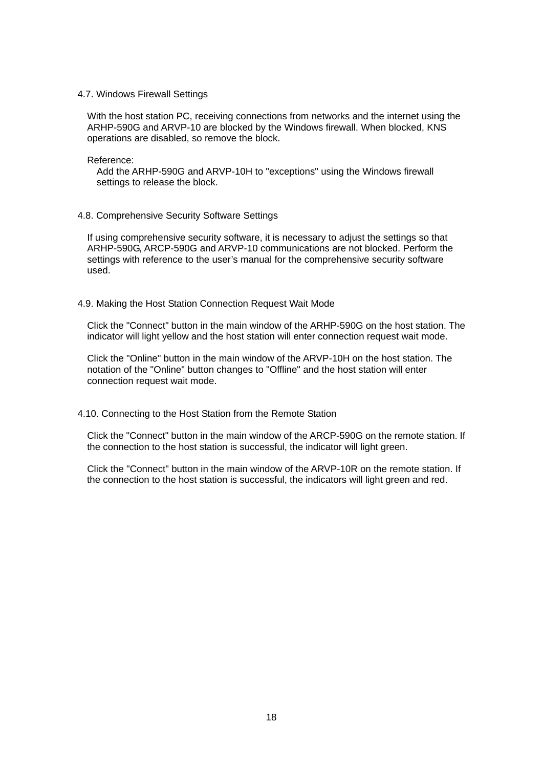## 4.7. Windows Firewall Settings

With the host station PC, receiving connections from networks and the internet using the ARHP-590G and ARVP-10 are blocked by the Windows firewall. When blocked, KNS operations are disabled, so remove the block.

Reference:
Add the ARHP-590G and ARVP-10H to "exceptions" using the Windows firewall settings to release the block.

## 4.8. Comprehensive Security Software Settings

If using comprehensive security software, it is necessary to adjust the settings so that ARHP-590G, ARCP-590G and ARVP-10 communications are not blocked. Perform the settings with reference to the user’s manual for the comprehensive security software used.

## 4.9. Making the Host Station Connection Request Wait Mode

Click the "Connect" button in the main window of the ARHP-590G on the host station. The indicator will light yellow and the host station will enter connection request wait mode.

Click the "Online" button in the main window of the ARVP-10H on the host station. The notation of the "Online" button changes to "Offline" and the host station will enter connection request wait mode.

## 4.10. Connecting to the Host Station from the Remote Station

Click the "Connect" button in the main window of the ARCP-590G on the remote station. If the connection to the host station is successful, the indicator will light green.

Click the "Connect" button in the main window of the ARVP-10R on the remote station. If the connection to the host station is successful, the indicators will light green and red.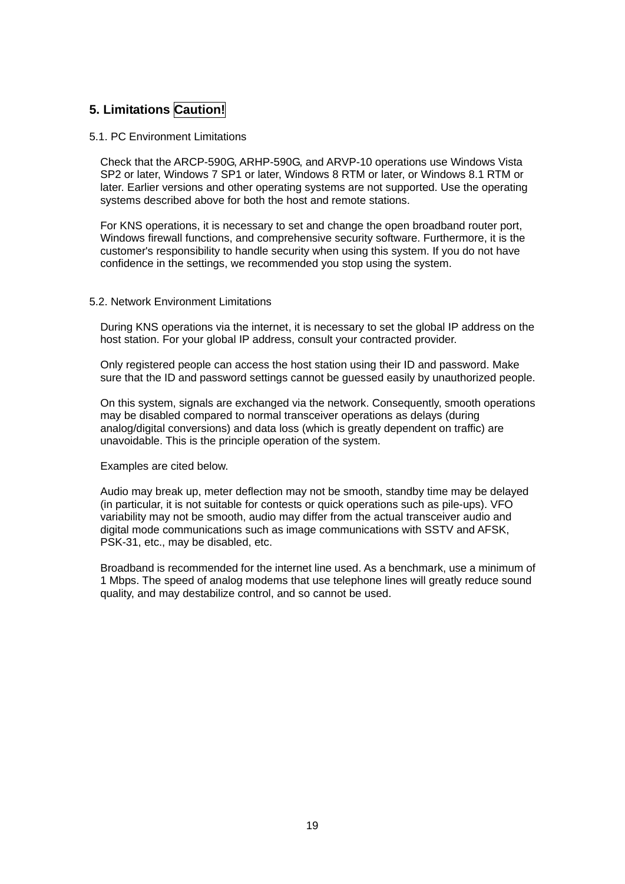## 5. Limitations Caution!

### 5.1. PC Environment Limitations

Check that the ARCP-590G, ARHP-590G, and ARVP-10 operations use Windows Vista SP2 or later, Windows 7 SP1 or later, Windows 8 RTM or later, or Windows 8.1 RTM or later. Earlier versions and other operating systems are not supported. Use the operating systems described above for both the host and remote stations.

For KNS operations, it is necessary to set and change the open broadband router port, Windows firewall functions, and comprehensive security software. Furthermore, it is the customer's responsibility to handle security when using this system. If you do not have confidence in the settings, we recommended you stop using the system.

### 5.2. Network Environment Limitations

During KNS operations via the internet, it is necessary to set the global IP address on the host station. For your global IP address, consult your contracted provider.

Only registered people can access the host station using their ID and password. Make sure that the ID and password settings cannot be guessed easily by unauthorized people.

On this system, signals are exchanged via the network. Consequently, smooth operations may be disabled compared to normal transceiver operations as delays (during analog/digital conversions) and data loss (which is greatly dependent on traffic) are unavoidable. This is the principle operation of the system.

Examples are cited below.

Audio may break up, meter deflection may not be smooth, standby time may be delayed (in particular, it is not suitable for contests or quick operations such as pile-ups). VFO variability may not be smooth, audio may differ from the actual transceiver audio and digital mode communications such as image communications with SSTV and AFSK, PSK-31, etc., may be disabled, etc.

Broadband is recommended for the internet line used. As a benchmark, use a minimum of 1 Mbps. The speed of analog modems that use telephone lines will greatly reduce sound quality, and may destabilize control, and so cannot be used.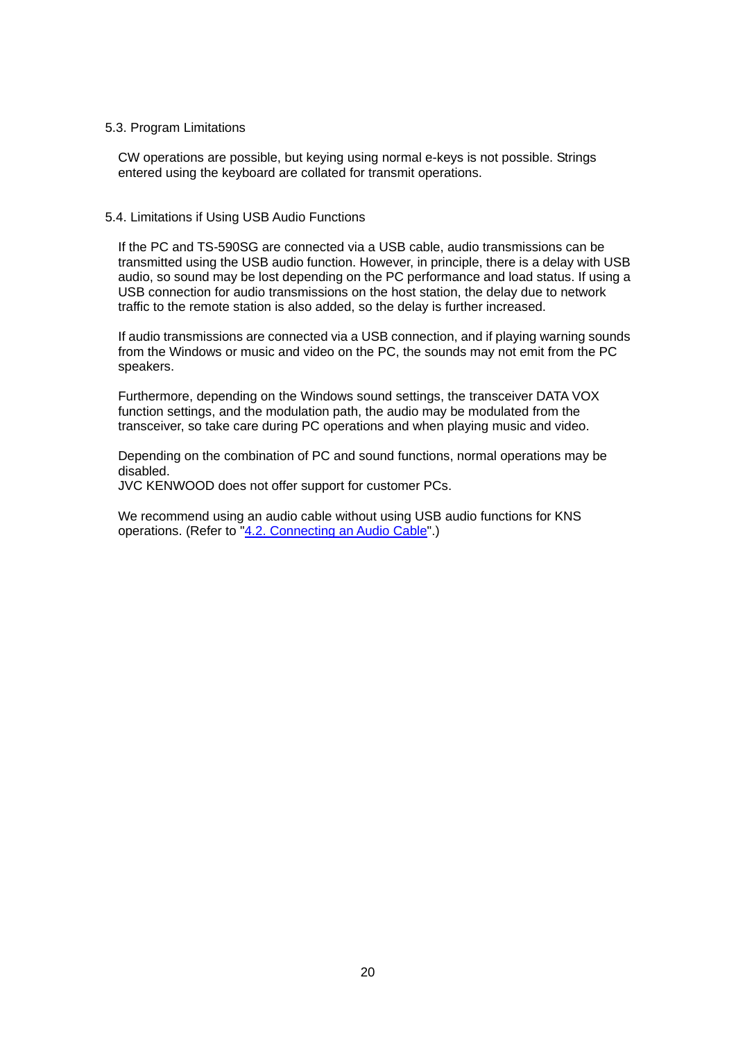## 5.3. Program Limitations

CW operations are possible, but keying using normal e-keys is not possible. Strings entered using the keyboard are collated for transmit operations.

## 5.4. Limitations if Using USB Audio Functions

If the PC and TS-590SG are connected via a USB cable, audio transmissions can be transmitted using the USB audio function. However, in principle, there is a delay with USB audio, so sound may be lost depending on the PC performance and load status. If using a USB connection for audio transmissions on the host station, the delay due to network traffic to the remote station is also added, so the delay is further increased.

If audio transmissions are connected via a USB connection, and if playing warning sounds from the Windows or music and video on the PC, the sounds may not emit from the PC speakers.

Furthermore, depending on the Windows sound settings, the transceiver DATA VOX function settings, and the modulation path, the audio may be modulated from the transceiver, so take care during PC operations and when playing music and video.

Depending on the combination of PC and sound functions, normal operations may be disabled.
JVC KENWOOD does not offer support for customer PCs.

We recommend using an audio cable without using USB audio functions for KNS operations. (Refer to "4.2. Connecting an Audio Cable".)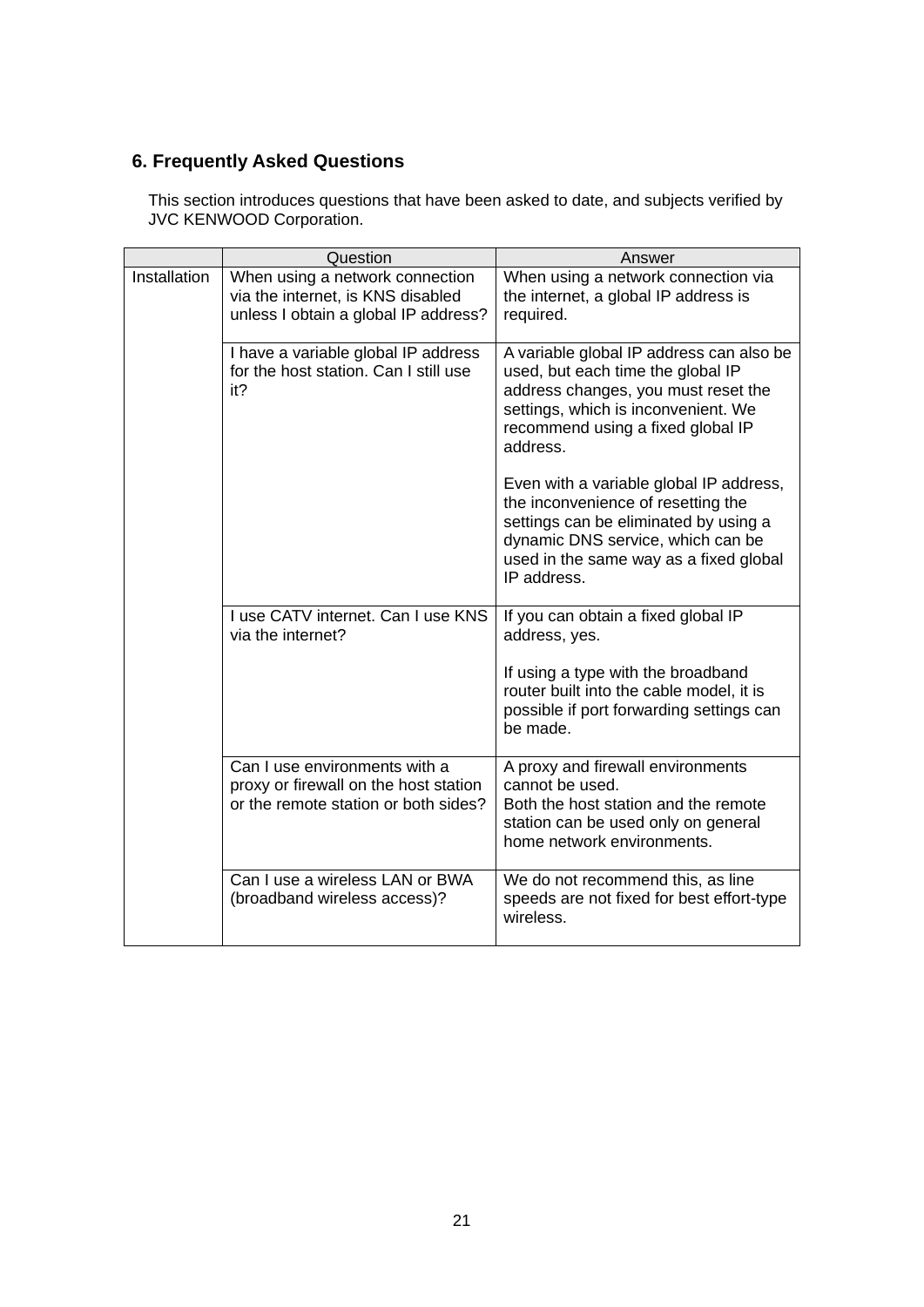## 6. Frequently Asked Questions

This section introduces questions that have been asked to date, and subjects verified by JVC KENWOOD Corporation.

| | Question | Answer |
|---|---|---|
| Installation | When using a network connection via the internet, is KNS disabled unless I obtain a global IP address? | When using a network connection via the internet, a global IP address is required. |
| | I have a variable global IP address for the host station. Can I still use it? | A variable global IP address can also be used, but each time the global IP address changes, you must reset the settings, which is inconvenient. We recommend using a fixed global IP address.<br><br>Even with a variable global IP address, the inconvenience of resetting the settings can be eliminated by using a dynamic DNS service, which can be used in the same way as a fixed global IP address. |
| | I use CATV internet. Can I use KNS via the internet? | If you can obtain a fixed global IP address, yes.<br><br>If using a type with the broadband router built into the cable model, it is possible if port forwarding settings can be made. |
| | Can I use environments with a proxy or firewall on the host station or the remote station or both sides? | A proxy and firewall environments cannot be used.<br>Both the host station and the remote station can be used only on general home network environments. |
| | Can I use a wireless LAN or BWA (broadband wireless access)? | We do not recommend this, as line speeds are not fixed for best effort-type wireless. |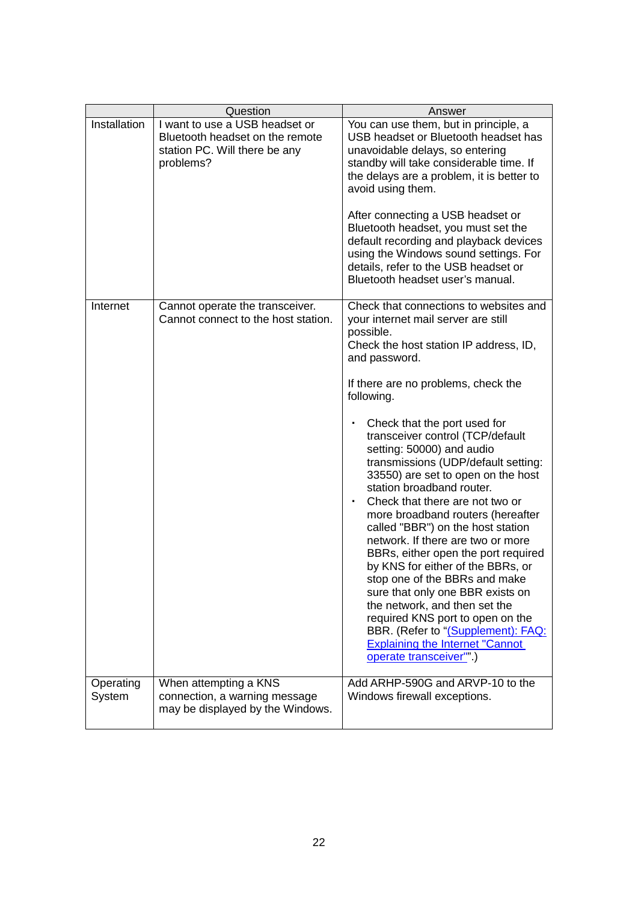| | Question | Answer |
|---|---|---|
| Installation | I want to use a USB headset or Bluetooth headset on the remote station PC. Will there be any problems? | You can use them, but in principle, a USB headset or Bluetooth headset has unavoidable delays, so entering standby will take considerable time. If the delays are a problem, it is better to avoid using them.<br><br>After connecting a USB headset or Bluetooth headset, you must set the default recording and playback devices using the Windows sound settings. For details, refer to the USB headset or Bluetooth headset user's manual. |
| Internet | Cannot operate the transceiver. Cannot connect to the host station. | Check that connections to websites and your internet mail server are still possible.<br>Check the host station IP address, ID, and password.<br><br>If there are no problems, check the following.<br><br>・ Check that the port used for transceiver control (TCP/default setting: 50000) and audio transmissions (UDP/default setting: 33550) are set to open on the host station broadband router.<br>・ Check that there are not two or more broadband routers (hereafter called "BBR") on the host station network. If there are two or more BBRs, either open the port required by KNS for either of the BBRs, or stop one of the BBRs and make sure that only one BBR exists on the network, and then set the required KNS port to open on the BBR. (Refer to "(Supplement): FAQ: Explaining the Internet "Cannot operate transceiver"".) |
| Operating System | When attempting a KNS connection, a warning message may be displayed by the Windows. | Add ARHP-590G and ARVP-10 to the Windows firewall exceptions. |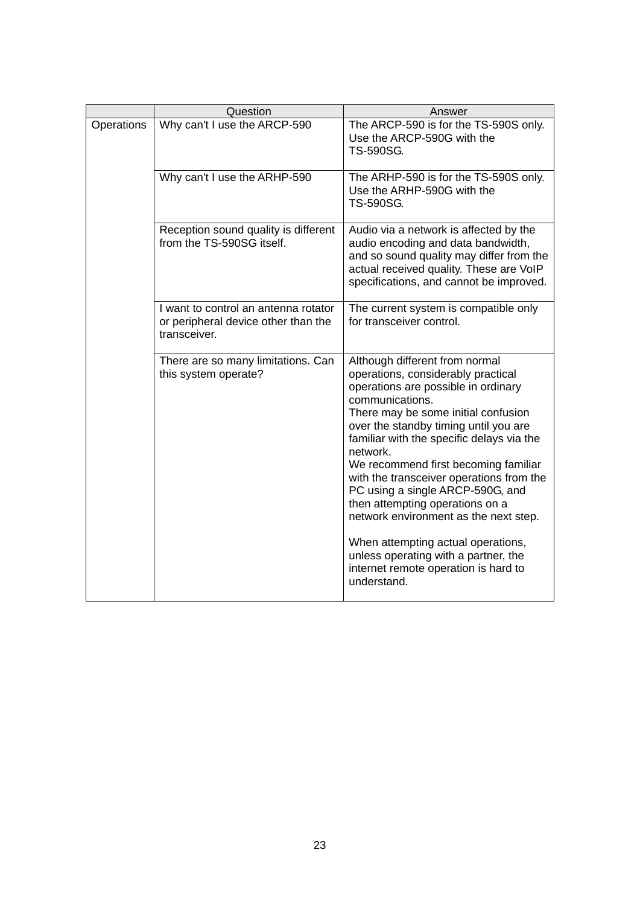| | Question | Answer |
|---|---|---|
| Operations | Why can't I use the ARCP-590 | The ARCP-590 is for the TS-590S only. Use the ARCP-590G with the TS-590SG. |
| | Why can't I use the ARHP-590 | The ARHP-590 is for the TS-590S only. Use the ARHP-590G with the TS-590SG. |
| | Reception sound quality is different from the TS-590SG itself. | Audio via a network is affected by the audio encoding and data bandwidth, and so sound quality may differ from the actual received quality. These are VoIP specifications, and cannot be improved. |
| | I want to control an antenna rotator or peripheral device other than the transceiver. | The current system is compatible only for transceiver control. |
| | There are so many limitations. Can this system operate? | Although different from normal operations, considerably practical operations are possible in ordinary communications.<br>There may be some initial confusion over the standby timing until you are familiar with the specific delays via the network.<br>We recommend first becoming familiar with the transceiver operations from the PC using a single ARCP-590G, and then attempting operations on a network environment as the next step.<br><br>When attempting actual operations, unless operating with a partner, the internet remote operation is hard to understand. |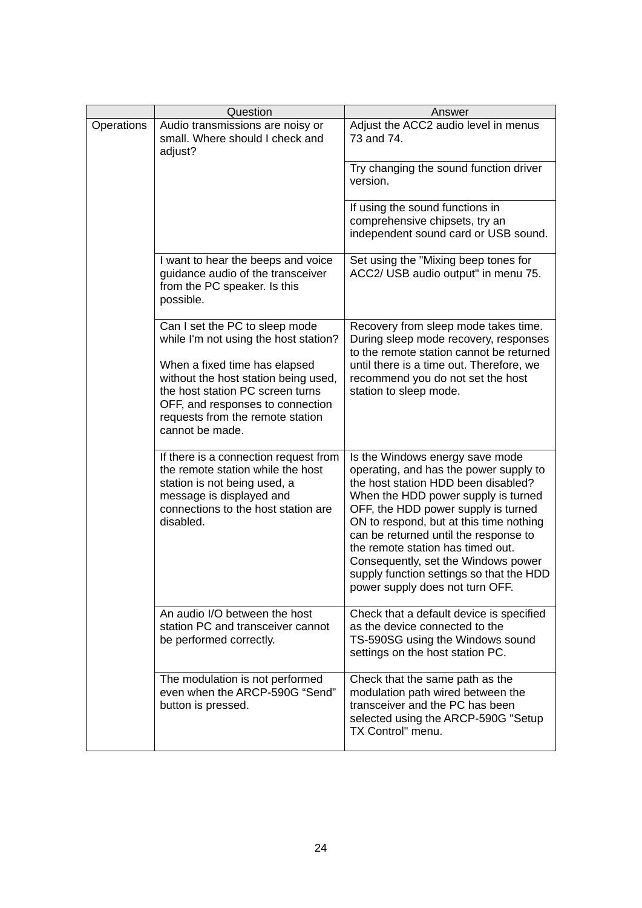| | Question | Answer |
|---|---|---|
| Operations | Audio transmissions are noisy or small. Where should I check and adjust? | Adjust the ACC2 audio level in menus 73 and 74. |
| | | Try changing the sound function driver version. |
| | | If using the sound functions in comprehensive chipsets, try an independent sound card or USB sound. |
| | I want to hear the beeps and voice guidance audio of the transceiver from the PC speaker. Is this possible. | Set using the "Mixing beep tones for ACC2/ USB audio output" in menu 75. |
| | Can I set the PC to sleep mode while I'm not using the host station?<br><br>When a fixed time has elapsed without the host station being used, the host station PC screen turns OFF, and responses to connection requests from the remote station cannot be made. | Recovery from sleep mode takes time. During sleep mode recovery, responses to the remote station cannot be returned until there is a time out. Therefore, we recommend you do not set the host station to sleep mode. |
| | If there is a connection request from the remote station while the host station is not being used, a message is displayed and connections to the host station are disabled. | Is the Windows energy save mode operating, and has the power supply to the host station HDD been disabled? When the HDD power supply is turned OFF, the HDD power supply is turned ON to respond, but at this time nothing can be returned until the response to the remote station has timed out. Consequently, set the Windows power supply function settings so that the HDD power supply does not turn OFF. |
| | An audio I/O between the host station PC and transceiver cannot be performed correctly. | Check that a default device is specified as the device connected to the TS-590SG using the Windows sound settings on the host station PC. |
| | The modulation is not performed even when the ARCP-590G “Send” button is pressed. | Check that the same path as the modulation path wired between the transceiver and the PC has been selected using the ARCP-590G "Setup TX Control" menu. |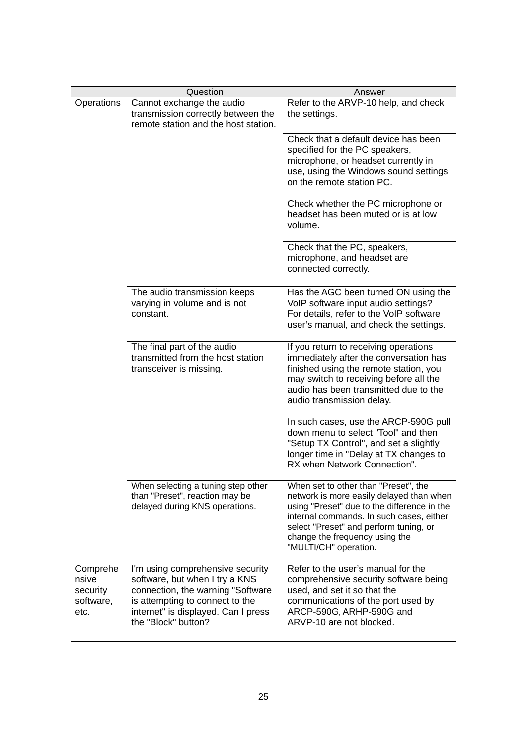| | Question | Answer |
|---|---|---|
| Operations | Cannot exchange the audio transmission correctly between the remote station and the host station. | Refer to the ARVP-10 help, and check the settings. |
| | | Check that a default device has been specified for the PC speakers, microphone, or headset currently in use, using the Windows sound settings on the remote station PC. |
| | | Check whether the PC microphone or headset has been muted or is at low volume. |
| | | Check that the PC, speakers, microphone, and headset are connected correctly. |
| | The audio transmission keeps varying in volume and is not constant. | Has the AGC been turned ON using the VoIP software input audio settings? For details, refer to the VoIP software user's manual, and check the settings. |
| | The final part of the audio transmitted from the host station transceiver is missing. | If you return to receiving operations immediately after the conversation has finished using the remote station, you may switch to receiving before all the audio has been transmitted due to the audio transmission delay.<br><br>In such cases, use the ARCP-590G pull down menu to select "Tool" and then "Setup TX Control", and set a slightly longer time in "Delay at TX changes to RX when Network Connection". |
| | When selecting a tuning step other than "Preset", reaction may be delayed during KNS operations. | When set to other than "Preset", the network is more easily delayed than when using "Preset" due to the difference in the internal commands. In such cases, either select "Preset" and perform tuning, or change the frequency using the "MULTI/CH" operation. |
| Comprehensive security software, etc. | I'm using comprehensive security software, but when I try a KNS connection, the warning "Software is attempting to connect to the internet" is displayed. Can I press the "Block" button? | Refer to the user's manual for the comprehensive security software being used, and set it so that the communications of the port used by ARCP-590G, ARHP-590G and ARVP-10 are not blocked. |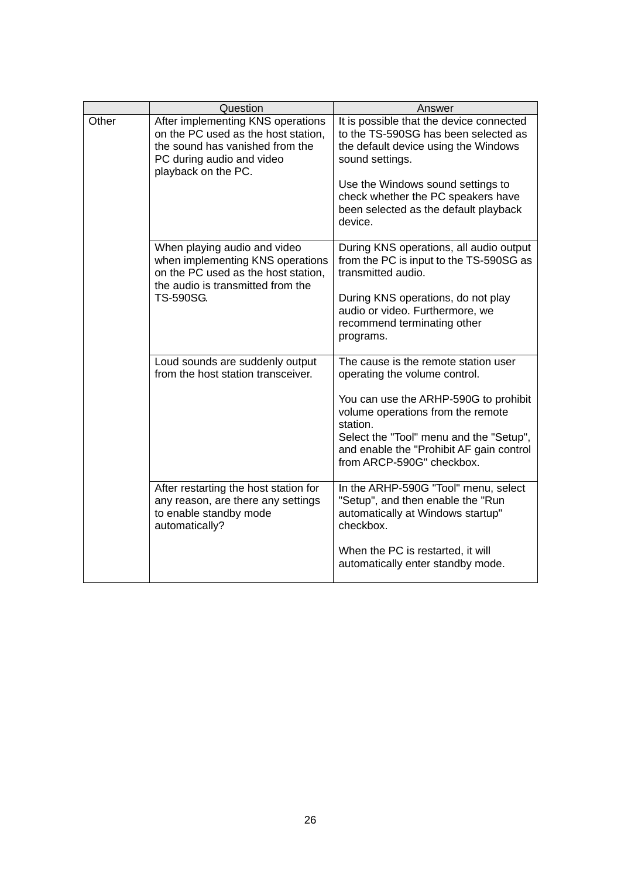| | Question | Answer |
|---|---|---|
| Other | After implementing KNS operations on the PC used as the host station, the sound has vanished from the PC during audio and video playback on the PC. | It is possible that the device connected to the TS-590SG has been selected as the default device using the Windows sound settings.<br><br>Use the Windows sound settings to check whether the PC speakers have been selected as the default playback device. |
| | When playing audio and video when implementing KNS operations on the PC used as the host station, the audio is transmitted from the TS-590SG. | During KNS operations, all audio output from the PC is input to the TS-590SG as transmitted audio.<br><br>During KNS operations, do not play audio or video. Furthermore, we recommend terminating other programs. |
| | Loud sounds are suddenly output from the host station transceiver. | The cause is the remote station user operating the volume control.<br><br>You can use the ARHP-590G to prohibit volume operations from the remote station.<br>Select the "Tool" menu and the "Setup", and enable the "Prohibit AF gain control from ARCP-590G" checkbox. |
| | After restarting the host station for any reason, are there any settings to enable standby mode automatically? | In the ARHP-590G "Tool" menu, select "Setup", and then enable the "Run automatically at Windows startup" checkbox.<br><br>When the PC is restarted, it will automatically enter standby mode. |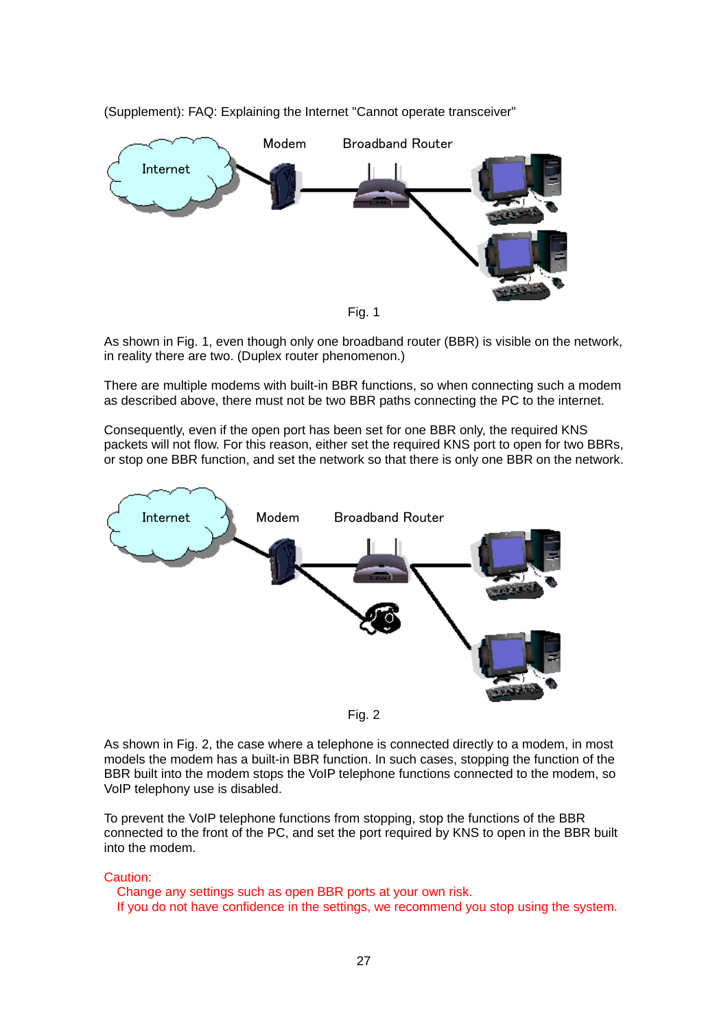(Supplement): FAQ: Explaining the Internet "Cannot operate transceiver"

Internet

Modem

Broadband Router

Fig. 1

As shown in Fig. 1, even though only one broadband router (BBR) is visible on the network, in reality there are two. (Duplex router phenomenon.)

There are multiple modems with built-in BBR functions, so when connecting such a modem as described above, there must not be two BBR paths connecting the PC to the internet.

Consequently, even if the open port has been set for one BBR only, the required KNS packets will not flow. For this reason, either set the required KNS port to open for two BBRs, or stop one BBR function, and set the network so that there is only one BBR on the network.

Internet

Modem

Broadband Router

Fig. 2

As shown in Fig. 2, the case where a telephone is connected directly to a modem, in most models the modem has a built-in BBR function. In such cases, stopping the function of the BBR built into the modem stops the VoIP telephone functions connected to the modem, so VoIP telephony use is disabled.

To prevent the VoIP telephone functions from stopping, stop the functions of the BBR connected to the front of the PC, and set the port required by KNS to open in the BBR built into the modem.

Caution:

Change any settings such as open BBR ports at your own risk.

If you do not have confidence in the settings, we recommend you stop using the system.